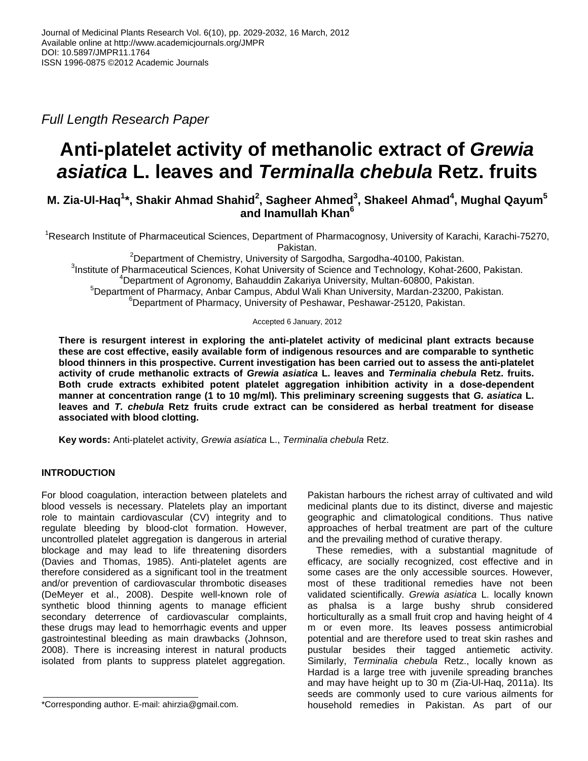Full Length Research Paper

# Anti-platelet activity of methanolic extract of *Grewia asiatica* L. leaves and *Terminalla chebula* Retz. fruits

**M. Zia-Ul-Haq[1]*, Shakir Ahmad Shahid[2], Sagheer Ahmed[3], Shakeel Ahmad[4], Mughal Qayum[5] and Inamullah Khan[6]**

[1]Research Institute of Pharmaceutical Sciences, Department of Pharmacognosy, University of Karachi, Karachi-75270, Pakistan.
[2]Department of Chemistry, University of Sargodha, Sargodha-40100, Pakistan.
[3]Institute of Pharmaceutical Sciences, Kohat University of Science and Technology, Kohat-2600, Pakistan.
[4]Department of Agronomy, Bahauddin Zakariya University, Multan-60800, Pakistan.
[5]Department of Pharmacy, Anbar Campus, Abdul Wali Khan University, Mardan-23200, Pakistan.
[6]Department of Pharmacy, University of Peshawar, Peshawar-25120, Pakistan.

Accepted 6 January, 2012

**There is resurgent interest in exploring the anti-platelet activity of medicinal plant extracts because these are cost effective, easily available form of indigenous resources and are comparable to synthetic blood thinners in this prospective. Current investigation has been carried out to assess the anti-platelet activity of crude methanolic extracts of *Grewia asiatica* L. leaves and *Terminalia chebula* Retz. fruits. Both crude extracts exhibited potent platelet aggregation inhibition activity in a dose-dependent manner at concentration range (1 to 10 mg/ml). This preliminary screening suggests that *G. asiatica* L. leaves and *T. chebula* Retz fruits crude extract can be considered as herbal treatment for disease associated with blood clotting.**

**Key words:** Anti-platelet activity, *Grewia asiatica* L., *Terminalia chebula* Retz.

## INTRODUCTION

For blood coagulation, interaction between platelets and blood vessels is necessary. Platelets play an important role to maintain cardiovascular (CV) integrity and to regulate bleeding by blood-clot formation. However, uncontrolled platelet aggregation is dangerous in arterial blockage and may lead to life threatening disorders (Davies and Thomas, 1985). Anti-platelet agents are therefore considered as a significant tool in the treatment and/or prevention of cardiovascular thrombotic diseases (DeMeyer et al., 2008). Despite well-known role of synthetic blood thinning agents to manage efficient secondary deterrence of cardiovascular complaints, these drugs may lead to hemorrhagic events and upper gastrointestinal bleeding as main drawbacks (Johnson, 2008). There is increasing interest in natural products isolated from plants to suppress platelet aggregation.

Pakistan harbours the richest array of cultivated and wild medicinal plants due to its distinct, diverse and majestic geographic and climatological conditions. Thus native approaches of herbal treatment are part of the culture and the prevailing method of curative therapy.

These remedies, with a substantial magnitude of efficacy, are socially recognized, cost effective and in some cases are the only accessible sources. However, most of these traditional remedies have not been validated scientifically. *Grewia asiatica* L. locally known as phalsa is a large bushy shrub considered horticulturally as a small fruit crop and having height of 4 m or even more. Its leaves possess antimicrobial potential and are therefore used to treat skin rashes and pustular besides their tagged antiemetic activity. Similarly, *Terminalia chebula* Retz., locally known as Hardad is a large tree with juvenile spreading branches and may have height up to 30 m (Zia-Ul-Haq, 2011a). Its seeds are commonly used to cure various ailments for household remedies in Pakistan. As part of our

*Corresponding author. E-mail: ahirzia@gmail.com.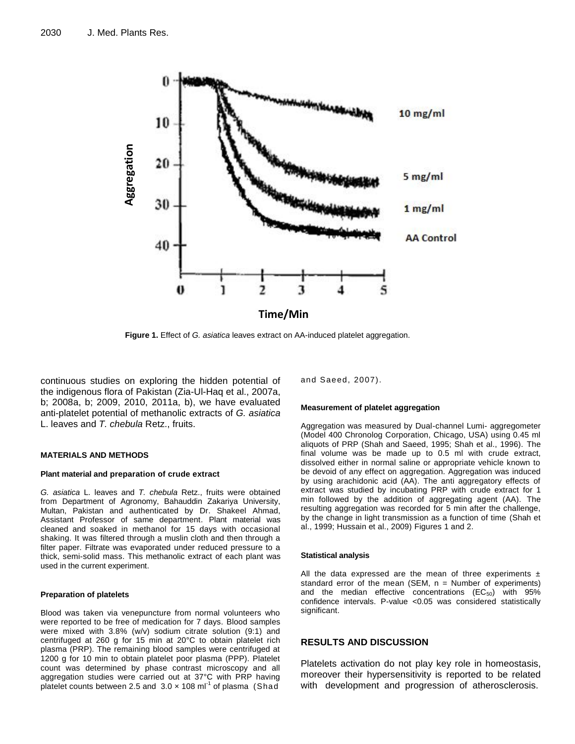Figure 1. Effect of *G. asiatica* leaves extract on AA-induced platelet aggregation.

continuous studies on exploring the hidden potential of the indigenous flora of Pakistan (Zia-Ul-Haq et al., 2007a, b; 2008a, b; 2009, 2010, 2011a, b), we have evaluated anti-platelet potential of methanolic extracts of *G. asiatica* L. leaves and *T. chebula* Retz., fruits.

## MATERIALS AND METHODS

### Plant material and preparation of crude extract

*G. asiatica* L. leaves and *T. chebula* Retz., fruits were obtained from Department of Agronomy, Bahauddin Zakariya University, Multan, Pakistan and authenticated by Dr. Shakeel Ahmad, Assistant Professor of same department. Plant material was cleaned and soaked in methanol for 15 days with occasional shaking. It was filtered through a muslin cloth and then through a filter paper. Filtrate was evaporated under reduced pressure to a thick, semi-solid mass. This methanolic extract of each plant was used in the current experiment.

### Preparation of platelets

Blood was taken via venepuncture from normal volunteers who were reported to be free of medication for 7 days. Blood samples were mixed with 3.8% (w/v) sodium citrate solution (9:1) and centrifuged at 260 g for 15 min at 20°C to obtain platelet rich plasma (PRP). The remaining blood samples were centrifuged at 1200 g for 10 min to obtain platelet poor plasma (PPP). Platelet count was determined by phase contrast microscopy and all aggregation studies were carried out at 37°C with PRP having platelet counts between 2.5 and $3.0 \times 108$ $ml^{-1}$ of plasma (Shad and Saeed, 2007).

### Measurement of platelet aggregation

Aggregation was measured by Dual-channel Lumi- aggregometer (Model 400 Chronolog Corporation, Chicago, USA) using 0.45 ml aliquots of PRP (Shah and Saeed, 1995; Shah et al., 1996). The final volume was be made up to 0.5 ml with crude extract, dissolved either in normal saline or appropriate vehicle known to be devoid of any effect on aggregation. Aggregation was induced by using arachidonic acid (AA). The anti aggregatory effects of extract was studied by incubating PRP with crude extract for 1 min followed by the addition of aggregating agent (AA). The resulting aggregation was recorded for 5 min after the challenge, by the change in light transmission as a function of time (Shah et al., 1999; Hussain et al., 2009) Figures 1 and 2.

### Statistical analysis

All the data expressed are the mean of three experiments ± standard error of the mean (SEM, n = Number of experiments) and the median effective concentrations ($EC_{50}$) with 95% confidence intervals. P-value <0.05 was considered statistically significant.

## RESULTS AND DISCUSSION

Platelets activation do not play key role in homeostasis, moreover their hypersensitivity is reported to be related with development and progression of atherosclerosis.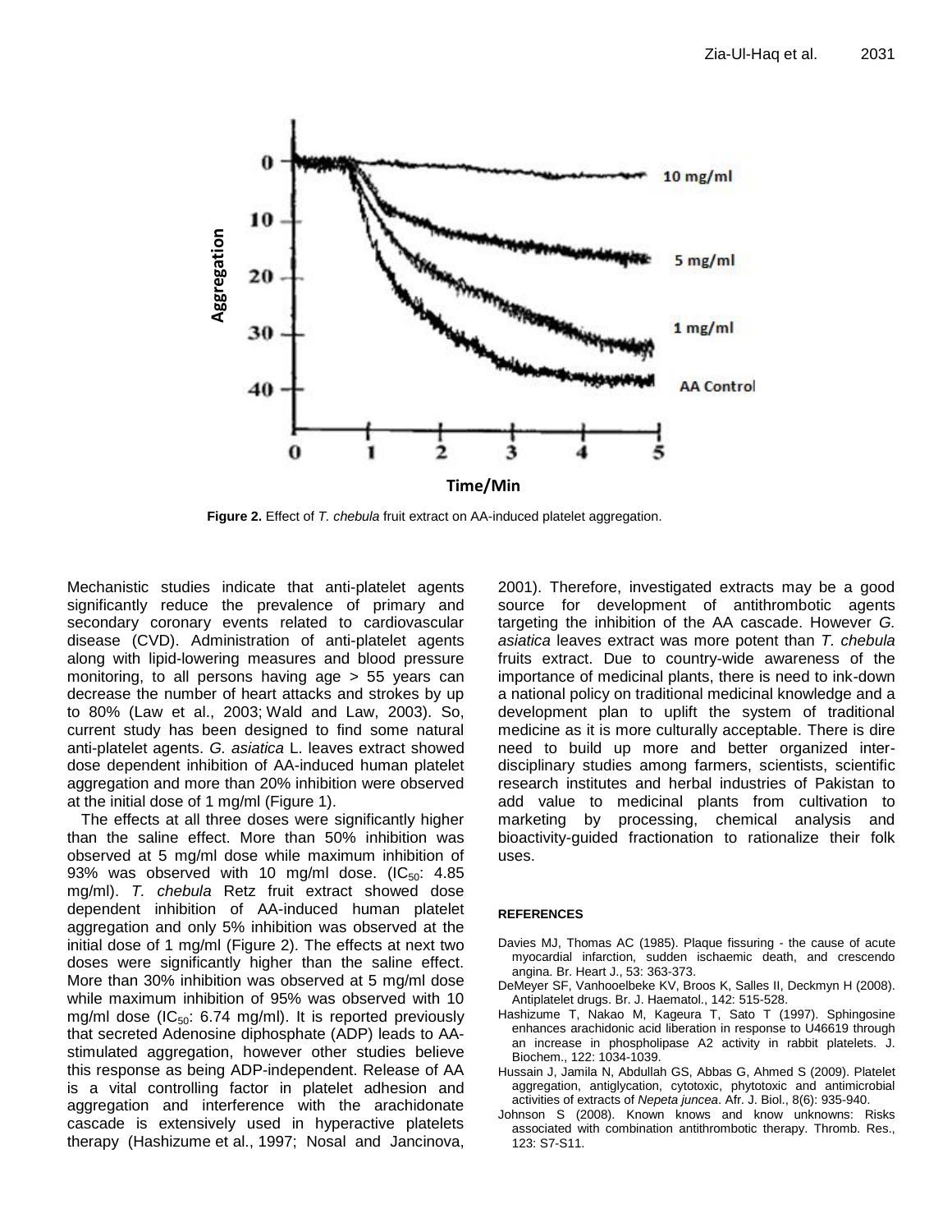**Figure 2.** Effect of *T. chebula* fruit extract on AA-induced platelet aggregation.

Mechanistic studies indicate that anti-platelet agents significantly reduce the prevalence of primary and secondary coronary events related to cardiovascular disease (CVD). Administration of anti-platelet agents along with lipid-lowering measures and blood pressure monitoring, to all persons having age > 55 years can decrease the number of heart attacks and strokes by up to 80% (Law et al., 2003; Wald and Law, 2003). So, current study has been designed to find some natural anti-platelet agents. *G. asiatica* L. leaves extract showed dose dependent inhibition of AA-induced human platelet aggregation and more than 20% inhibition were observed at the initial dose of 1 mg/ml (Figure 1).

The effects at all three doses were significantly higher than the saline effect. More than 50% inhibition was observed at 5 mg/ml dose while maximum inhibition of 93% was observed with 10 mg/ml dose. ($IC_{50}$: 4.85 mg/ml). *T. chebula* Retz fruit extract showed dose dependent inhibition of AA-induced human platelet aggregation and only 5% inhibition was observed at the initial dose of 1 mg/ml (Figure 2). The effects at next two doses were significantly higher than the saline effect. More than 30% inhibition was observed at 5 mg/ml dose while maximum inhibition of 95% was observed with 10 mg/ml dose ($IC_{50}$: 6.74 mg/ml). It is reported previously that secreted Adenosine diphosphate (ADP) leads to AA-stimulated aggregation, however other studies believe this response as being ADP-independent. Release of AA is a vital controlling factor in platelet adhesion and aggregation and interference with the arachidonate cascade is extensively used in hyperactive platelets therapy (Hashizume et al., 1997; Nosal and Jancinova, 2001). Therefore, investigated extracts may be a good source for development of antithrombotic agents targeting the inhibition of the AA cascade. However *G. asiatica* leaves extract was more potent than *T. chebula* fruits extract. Due to country-wide awareness of the importance of medicinal plants, there is need to ink-down a national policy on traditional medicinal knowledge and a development plan to uplift the system of traditional medicine as it is more culturally acceptable. There is dire need to build up more and better organized inter-disciplinary studies among farmers, scientists, scientific research institutes and herbal industries of Pakistan to add value to medicinal plants from cultivation to marketing by processing, chemical analysis and bioactivity-guided fractionation to rationalize their folk uses.

## REFERENCES

Davies MJ, Thomas AC (1985). Plaque fissuring - the cause of acute myocardial infarction, sudden ischaemic death, and crescendo angina. Br. Heart J., 53: 363-373.

DeMeyer SF, Vanhooelbeke KV, Broos K, Salles II, Deckmyn H (2008). Antiplatelet drugs. Br. J. Haematol., 142: 515-528.

Hashizume T, Nakao M, Kageura T, Sato T (1997). Sphingosine enhances arachidonic acid liberation in response to U46619 through an increase in phospholipase A2 activity in rabbit platelets. J. Biochem., 122: 1034-1039.

Hussain J, Jamila N, Abdullah GS, Abbas G, Ahmed S (2009). Platelet aggregation, antiglycation, cytotoxic, phytotoxic and antimicrobial activities of extracts of *Nepeta juncea*. Afr. J. Biol., 8(6): 935-940.

Johnson S (2008). Known knows and know unknowns: Risks associated with combination antithrombotic therapy. Thromb. Res., 123: S7-S11.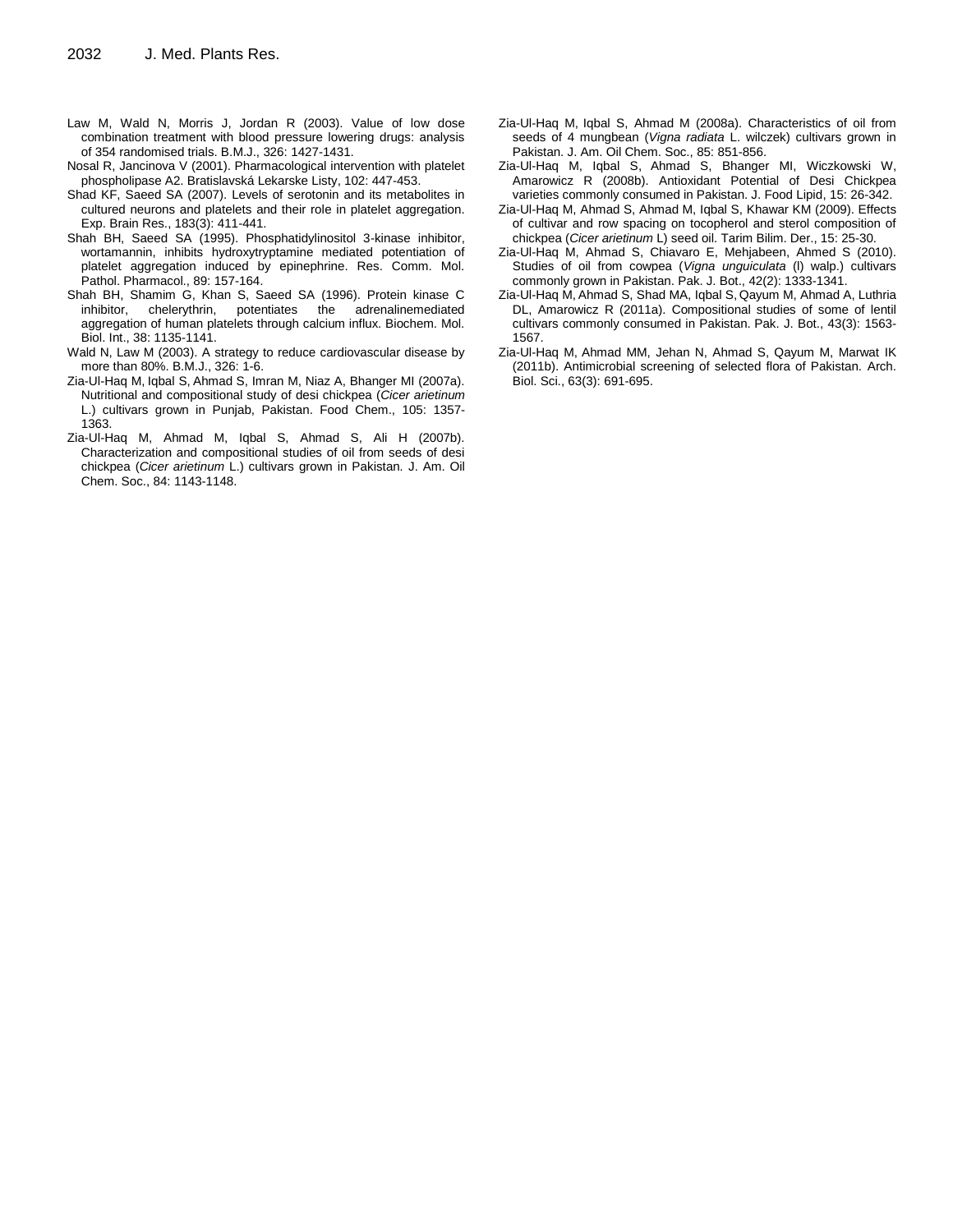Law M, Wald N, Morris J, Jordan R (2003). Value of low dose combination treatment with blood pressure lowering drugs: analysis of 354 randomised trials. B.M.J., 326: 1427-1431.

Nosal R, Jancinova V (2001). Pharmacological intervention with platelet phospholipase A2. Bratislavská Lekarske Listy, 102: 447-453.

Shad KF, Saeed SA (2007). Levels of serotonin and its metabolites in cultured neurons and platelets and their role in platelet aggregation. Exp. Brain Res., 183(3): 411-441.

Shah BH, Saeed SA (1995). Phosphatidylinositol 3-kinase inhibitor, wortamannin, inhibits hydroxytryptamine mediated potentiation of platelet aggregation induced by epinephrine. Res. Comm. Mol. Pathol. Pharmacol., 89: 157-164.

Shah BH, Shamim G, Khan S, Saeed SA (1996). Protein kinase C inhibitor, chelerythrin, potentiates the adrenalinemediated aggregation of human platelets through calcium influx. Biochem. Mol. Biol. Int., 38: 1135-1141.

Wald N, Law M (2003). A strategy to reduce cardiovascular disease by more than 80%. B.M.J., 326: 1-6.

Zia-Ul-Haq M, Iqbal S, Ahmad S, Imran M, Niaz A, Bhanger MI (2007a). Nutritional and compositional study of desi chickpea (*Cicer arietinum* L.) cultivars grown in Punjab, Pakistan. Food Chem., 105: 1357-1363.

Zia-Ul-Haq M, Ahmad M, Iqbal S, Ahmad S, Ali H (2007b). Characterization and compositional studies of oil from seeds of desi chickpea (*Cicer arietinum* L.) cultivars grown in Pakistan. J. Am. Oil Chem. Soc., 84: 1143-1148.

Zia-Ul-Haq M, Iqbal S, Ahmad M (2008a). Characteristics of oil from seeds of 4 mungbean (*Vigna radiata* L. wilczek) cultivars grown in Pakistan. J. Am. Oil Chem. Soc., 85: 851-856.

Zia-Ul-Haq M, Iqbal S, Ahmad S, Bhanger MI, Wiczkowski W, Amarowicz R (2008b). Antioxidant Potential of Desi Chickpea varieties commonly consumed in Pakistan. J. Food Lipid, 15: 26-342.

Zia-Ul-Haq M, Ahmad S, Ahmad M, Iqbal S, Khawar KM (2009). Effects of cultivar and row spacing on tocopherol and sterol composition of chickpea (*Cicer arietinum* L) seed oil. Tarim Bilim. Der., 15: 25-30.

Zia-Ul-Haq M, Ahmad S, Chiavaro E, Mehjabeen, Ahmed S (2010). Studies of oil from cowpea (*Vigna unguiculata* (l) walp.) cultivars commonly grown in Pakistan. Pak. J. Bot., 42(2): 1333-1341.

Zia-Ul-Haq M, Ahmad S, Shad MA, Iqbal S, Qayum M, Ahmad A, Luthria DL, Amarowicz R (2011a). Compositional studies of some of lentil cultivars commonly consumed in Pakistan. Pak. J. Bot., 43(3): 1563-1567.

Zia-Ul-Haq M, Ahmad MM, Jehan N, Ahmad S, Qayum M, Marwat IK (2011b). Antimicrobial screening of selected flora of Pakistan. Arch. Biol. Sci., 63(3): 691-695.